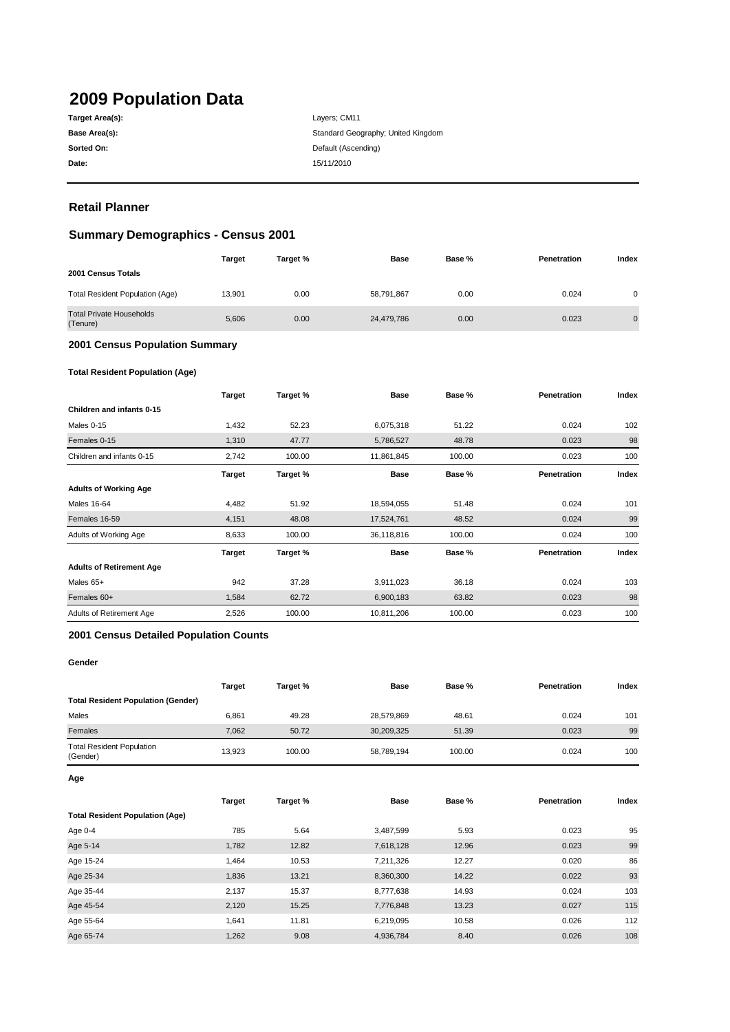# 2009 Population Data

| | |
|---|---|
| **Target Area(s):** | Layers; CM11 |
| **Base Area(s):** | Standard Geography; United Kingdom |
| **Sorted On:** | Default (Ascending) |
| **Date:** | 15/11/2010 |

## Retail Planner

## Summary Demographics - Census 2001

| | Target | Target % | Base | Base % | Penetration | Index |
|---|---|---|---|---|---|---|
| **2001 Census Totals** | | | | | | |
| Total Resident Population (Age) | 13,901 | 0.00 | 58,791,867 | 0.00 | 0.024 | 0 |
| Total Private Households (Tenure) | 5,606 | 0.00 | 24,479,786 | 0.00 | 0.023 | 0 |

### 2001 Census Population Summary

#### Total Resident Population (Age)

| | Target | Target % | Base | Base % | Penetration | Index |
|---|---|---|---|---|---|---|
| **Children and infants 0-15** | | | | | | |
| Males 0-15 | 1,432 | 52.23 | 6,075,318 | 51.22 | 0.024 | 102 |
| Females 0-15 | 1,310 | 47.77 | 5,786,527 | 48.78 | 0.023 | 98 |
| Children and infants 0-15 | 2,742 | 100.00 | 11,861,845 | 100.00 | 0.023 | 100 |

| | Target | Target % | Base | Base % | Penetration | Index |
|---|---|---|---|---|---|---|
| **Adults of Working Age** | | | | | | |
| Males 16-64 | 4,482 | 51.92 | 18,594,055 | 51.48 | 0.024 | 101 |
| Females 16-59 | 4,151 | 48.08 | 17,524,761 | 48.52 | 0.024 | 99 |
| Adults of Working Age | 8,633 | 100.00 | 36,118,816 | 100.00 | 0.024 | 100 |

| | Target | Target % | Base | Base % | Penetration | Index |
|---|---|---|---|---|---|---|
| **Adults of Retirement Age** | | | | | | |
| Males 65+ | 942 | 37.28 | 3,911,023 | 36.18 | 0.024 | 103 |
| Females 60+ | 1,584 | 62.72 | 6,900,183 | 63.82 | 0.023 | 98 |
| Adults of Retirement Age | 2,526 | 100.00 | 10,811,206 | 100.00 | 0.023 | 100 |

### 2001 Census Detailed Population Counts

#### Gender

| | Target | Target % | Base | Base % | Penetration | Index |
|---|---|---|---|---|---|---|
| **Total Resident Population (Gender)** | | | | | | |
| Males | 6,861 | 49.28 | 28,579,869 | 48.61 | 0.024 | 101 |
| Females | 7,062 | 50.72 | 30,209,325 | 51.39 | 0.023 | 99 |
| Total Resident Population (Gender) | 13,923 | 100.00 | 58,789,194 | 100.00 | 0.024 | 100 |

#### Age

| | Target | Target % | Base | Base % | Penetration | Index |
|---|---|---|---|---|---|---|
| **Total Resident Population (Age)** | | | | | | |
| Age 0-4 | 785 | 5.64 | 3,487,599 | 5.93 | 0.023 | 95 |
| Age 5-14 | 1,782 | 12.82 | 7,618,128 | 12.96 | 0.023 | 99 |
| Age 15-24 | 1,464 | 10.53 | 7,211,326 | 12.27 | 0.020 | 86 |
| Age 25-34 | 1,836 | 13.21 | 8,360,300 | 14.22 | 0.022 | 93 |
| Age 35-44 | 2,137 | 15.37 | 8,777,638 | 14.93 | 0.024 | 103 |
| Age 45-54 | 2,120 | 15.25 | 7,776,848 | 13.23 | 0.027 | 115 |
| Age 55-64 | 1,641 | 11.81 | 6,219,095 | 10.58 | 0.026 | 112 |
| Age 65-74 | 1,262 | 9.08 | 4,936,784 | 8.40 | 0.026 | 108 |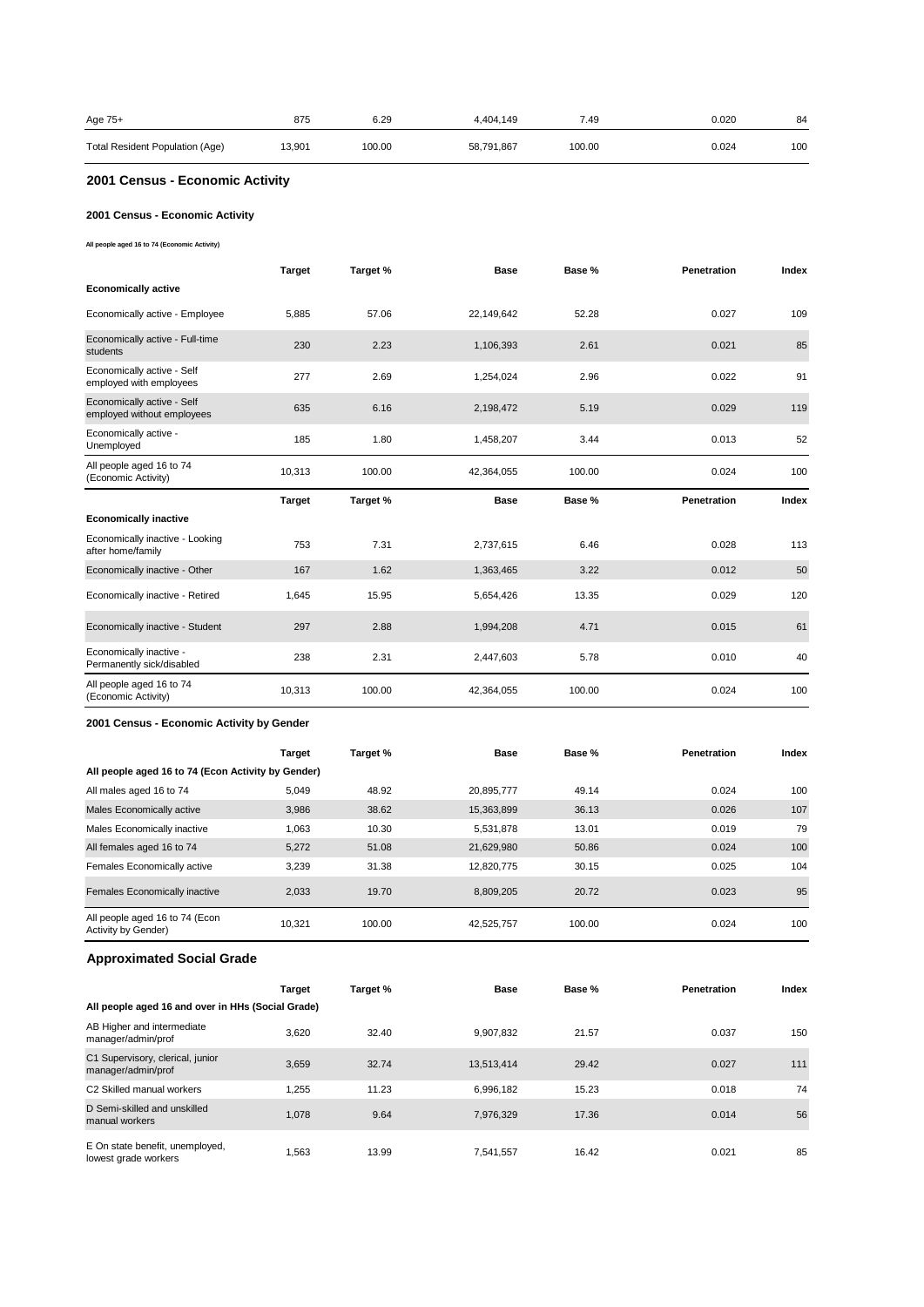| Age 75+ | 875 | 6.29 | 4,404,149 | 7.49 | 0.020 | 84 |
|---|---|---|---|---|---|---|
| Total Resident Population (Age) | 13,901 | 100.00 | 58,791,867 | 100.00 | 0.024 | 100 |

## 2001 Census - Economic Activity

### 2001 Census - Economic Activity

All people aged 16 to 74 (Economic Activity)

| | Target | Target % | Base | Base % | Penetration | Index |
|---|---|---|---|---|---|---|
| **Economically active** | | | | | | |
| Economically active - Employee | 5,885 | 57.06 | 22,149,642 | 52.28 | 0.027 | 109 |
| Economically active - Full-time students | 230 | 2.23 | 1,106,393 | 2.61 | 0.021 | 85 |
| Economically active - Self employed with employees | 277 | 2.69 | 1,254,024 | 2.96 | 0.022 | 91 |
| Economically active - Self employed without employees | 635 | 6.16 | 2,198,472 | 5.19 | 0.029 | 119 |
| Economically active - Unemployed | 185 | 1.80 | 1,458,207 | 3.44 | 0.013 | 52 |
| All people aged 16 to 74 (Economic Activity) | 10,313 | 100.00 | 42,364,055 | 100.00 | 0.024 | 100 |

| | Target | Target % | Base | Base % | Penetration | Index |
|---|---|---|---|---|---|---|
| **Economically inactive** | | | | | | |
| Economically inactive - Looking after home/family | 753 | 7.31 | 2,737,615 | 6.46 | 0.028 | 113 |
| Economically inactive - Other | 167 | 1.62 | 1,363,465 | 3.22 | 0.012 | 50 |
| Economically inactive - Retired | 1,645 | 15.95 | 5,654,426 | 13.35 | 0.029 | 120 |
| Economically inactive - Student | 297 | 2.88 | 1,994,208 | 4.71 | 0.015 | 61 |
| Economically inactive - Permanently sick/disabled | 238 | 2.31 | 2,447,603 | 5.78 | 0.010 | 40 |
| All people aged 16 to 74 (Economic Activity) | 10,313 | 100.00 | 42,364,055 | 100.00 | 0.024 | 100 |

### 2001 Census - Economic Activity by Gender

| | Target | Target % | Base | Base % | Penetration | Index |
|---|---|---|---|---|---|---|
| **All people aged 16 to 74 (Econ Activity by Gender)** | | | | | | |
| All males aged 16 to 74 | 5,049 | 48.92 | 20,895,777 | 49.14 | 0.024 | 100 |
| Males Economically active | 3,986 | 38.62 | 15,363,899 | 36.13 | 0.026 | 107 |
| Males Economically inactive | 1,063 | 10.30 | 5,531,878 | 13.01 | 0.019 | 79 |
| All females aged 16 to 74 | 5,272 | 51.08 | 21,629,980 | 50.86 | 0.024 | 100 |
| Females Economically active | 3,239 | 31.38 | 12,820,775 | 30.15 | 0.025 | 104 |
| Females Economically inactive | 2,033 | 19.70 | 8,809,205 | 20.72 | 0.023 | 95 |
| All people aged 16 to 74 (Econ Activity by Gender) | 10,321 | 100.00 | 42,525,757 | 100.00 | 0.024 | 100 |

## Approximated Social Grade

| | Target | Target % | Base | Base % | Penetration | Index |
|---|---|---|---|---|---|---|
| **All people aged 16 and over in HHs (Social Grade)** | | | | | | |
| AB Higher and intermediate manager/admin/prof | 3,620 | 32.40 | 9,907,832 | 21.57 | 0.037 | 150 |
| C1 Supervisory, clerical, junior manager/admin/prof | 3,659 | 32.74 | 13,513,414 | 29.42 | 0.027 | 111 |
| C2 Skilled manual workers | 1,255 | 11.23 | 6,996,182 | 15.23 | 0.018 | 74 |
| D Semi-skilled and unskilled manual workers | 1,078 | 9.64 | 7,976,329 | 17.36 | 0.014 | 56 |
| E On state benefit, unemployed, lowest grade workers | 1,563 | 13.99 | 7,541,557 | 16.42 | 0.021 | 85 |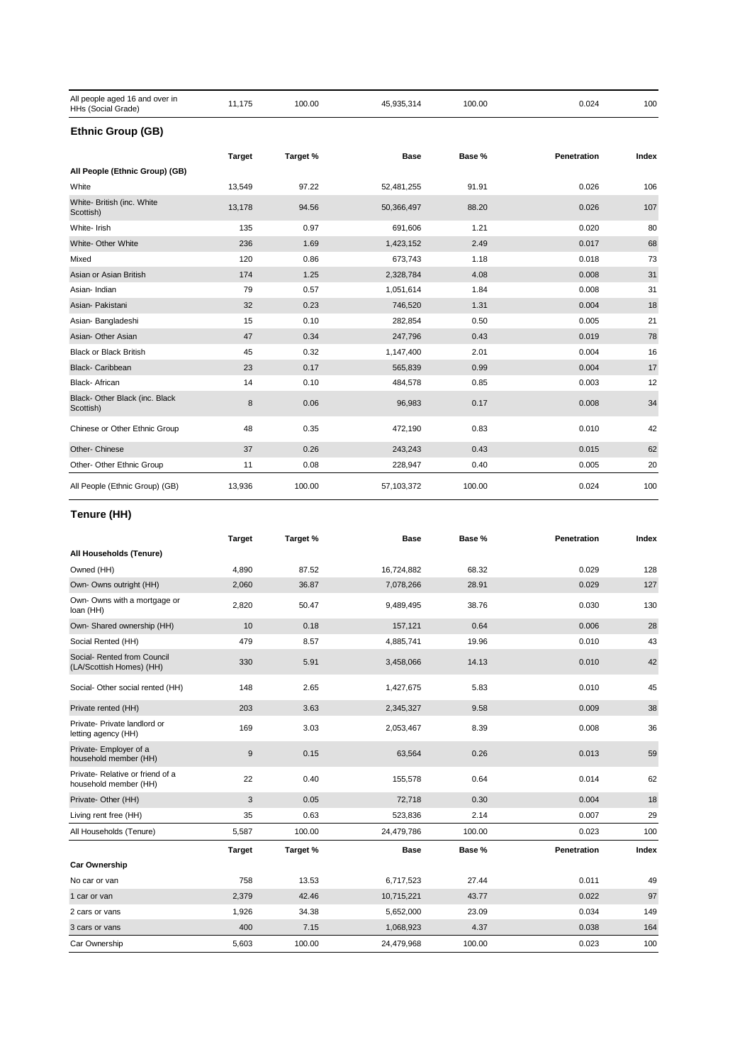| All people aged 16 and over in HHs (Social Grade) | 11,175 | 100.00 | 45,935,314 | 100.00 | 0.024 | 100 |
|---|---|---|---|---|---|---|

## Ethnic Group (GB)

| | Target | Target % | Base | Base % | Penetration | Index |
|---|---|---|---|---|---|---|
| **All People (Ethnic Group) (GB)** | | | | | | |
| White | 13,549 | 97.22 | 52,481,255 | 91.91 | 0.026 | 106 |
| White- British (inc. White Scottish) | 13,178 | 94.56 | 50,366,497 | 88.20 | 0.026 | 107 |
| White- Irish | 135 | 0.97 | 691,606 | 1.21 | 0.020 | 80 |
| White- Other White | 236 | 1.69 | 1,423,152 | 2.49 | 0.017 | 68 |
| Mixed | 120 | 0.86 | 673,743 | 1.18 | 0.018 | 73 |
| Asian or Asian British | 174 | 1.25 | 2,328,784 | 4.08 | 0.008 | 31 |
| Asian- Indian | 79 | 0.57 | 1,051,614 | 1.84 | 0.008 | 31 |
| Asian- Pakistani | 32 | 0.23 | 746,520 | 1.31 | 0.004 | 18 |
| Asian- Bangladeshi | 15 | 0.10 | 282,854 | 0.50 | 0.005 | 21 |
| Asian- Other Asian | 47 | 0.34 | 247,796 | 0.43 | 0.019 | 78 |
| Black or Black British | 45 | 0.32 | 1,147,400 | 2.01 | 0.004 | 16 |
| Black- Caribbean | 23 | 0.17 | 565,839 | 0.99 | 0.004 | 17 |
| Black- African | 14 | 0.10 | 484,578 | 0.85 | 0.003 | 12 |
| Black- Other Black (inc. Black Scottish) | 8 | 0.06 | 96,983 | 0.17 | 0.008 | 34 |
| Chinese or Other Ethnic Group | 48 | 0.35 | 472,190 | 0.83 | 0.010 | 42 |
| Other- Chinese | 37 | 0.26 | 243,243 | 0.43 | 0.015 | 62 |
| Other- Other Ethnic Group | 11 | 0.08 | 228,947 | 0.40 | 0.005 | 20 |
| All People (Ethnic Group) (GB) | 13,936 | 100.00 | 57,103,372 | 100.00 | 0.024 | 100 |

## Tenure (HH)

| | Target | Target % | Base | Base % | Penetration | Index |
|---|---|---|---|---|---|---|
| **All Households (Tenure)** | | | | | | |
| Owned (HH) | 4,890 | 87.52 | 16,724,882 | 68.32 | 0.029 | 128 |
| Own- Owns outright (HH) | 2,060 | 36.87 | 7,078,266 | 28.91 | 0.029 | 127 |
| Own- Owns with a mortgage or loan (HH) | 2,820 | 50.47 | 9,489,495 | 38.76 | 0.030 | 130 |
| Own- Shared ownership (HH) | 10 | 0.18 | 157,121 | 0.64 | 0.006 | 28 |
| Social Rented (HH) | 479 | 8.57 | 4,885,741 | 19.96 | 0.010 | 43 |
| Social- Rented from Council (LA/Scottish Homes) (HH) | 330 | 5.91 | 3,458,066 | 14.13 | 0.010 | 42 |
| Social- Other social rented (HH) | 148 | 2.65 | 1,427,675 | 5.83 | 0.010 | 45 |
| Private rented (HH) | 203 | 3.63 | 2,345,327 | 9.58 | 0.009 | 38 |
| Private- Private landlord or letting agency (HH) | 169 | 3.03 | 2,053,467 | 8.39 | 0.008 | 36 |
| Private- Employer of a household member (HH) | 9 | 0.15 | 63,564 | 0.26 | 0.013 | 59 |
| Private- Relative or friend of a household member (HH) | 22 | 0.40 | 155,578 | 0.64 | 0.014 | 62 |
| Private- Other (HH) | 3 | 0.05 | 72,718 | 0.30 | 0.004 | 18 |
| Living rent free (HH) | 35 | 0.63 | 523,836 | 2.14 | 0.007 | 29 |
| All Households (Tenure) | 5,587 | 100.00 | 24,479,786 | 100.00 | 0.023 | 100 |

| | Target | Target % | Base | Base % | Penetration | Index |
|---|---|---|---|---|---|---|
| **Car Ownership** | | | | | | |
| No car or van | 758 | 13.53 | 6,717,523 | 27.44 | 0.011 | 49 |
| 1 car or van | 2,379 | 42.46 | 10,715,221 | 43.77 | 0.022 | 97 |
| 2 cars or vans | 1,926 | 34.38 | 5,652,000 | 23.09 | 0.034 | 149 |
| 3 cars or vans | 400 | 7.15 | 1,068,923 | 4.37 | 0.038 | 164 |
| Car Ownership | 5,603 | 100.00 | 24,479,968 | 100.00 | 0.023 | 100 |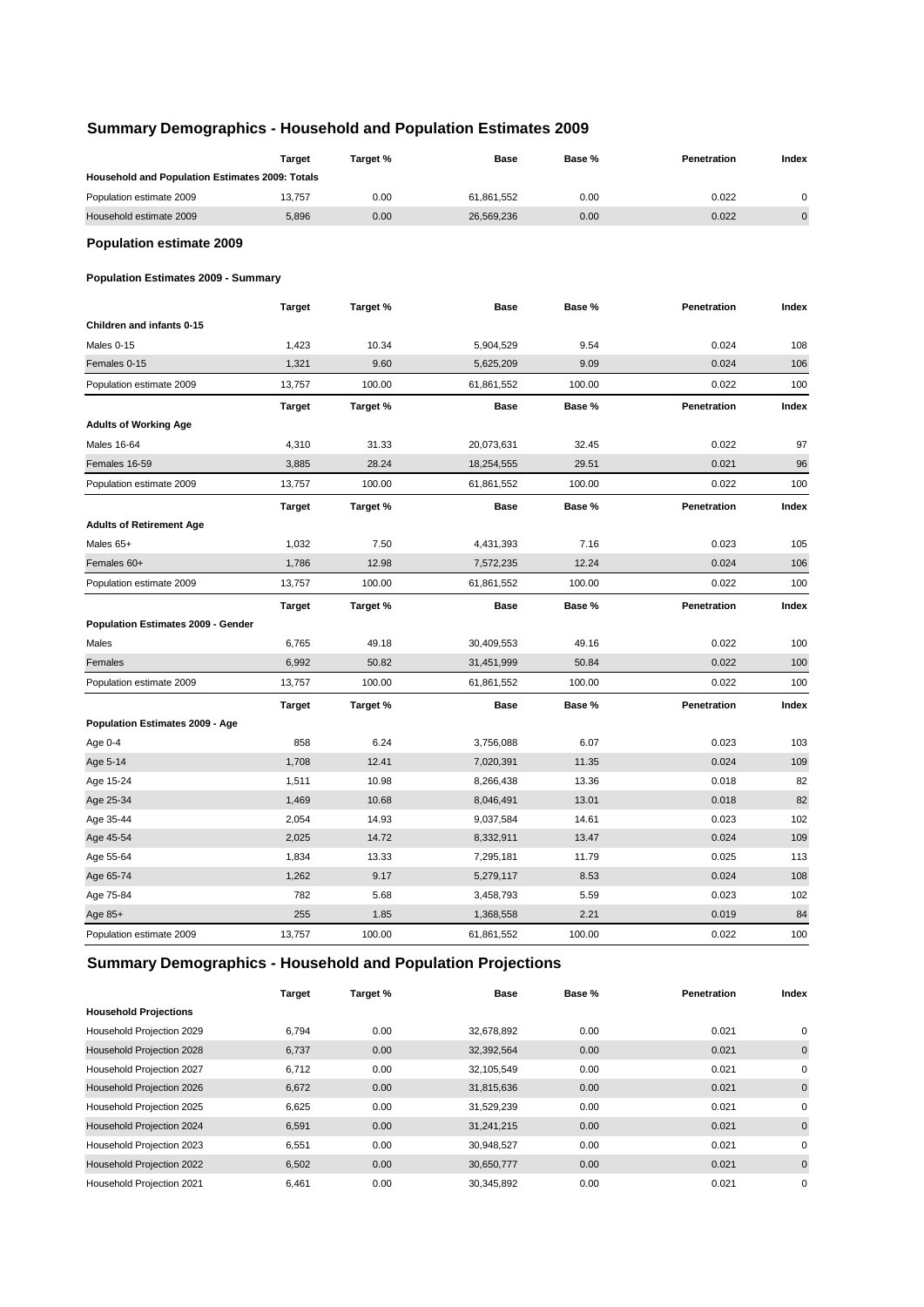## Summary Demographics - Household and Population Estimates 2009

| | Target | Target % | Base | Base % | Penetration | Index |
|---|---|---|---|---|---|---|
| **Household and Population Estimates 2009: Totals** | | | | | | |
| Population estimate 2009 | 13,757 | 0.00 | 61,861,552 | 0.00 | 0.022 | 0 |
| Household estimate 2009 | 5,896 | 0.00 | 26,569,236 | 0.00 | 0.022 | 0 |

### Population estimate 2009

#### Population Estimates 2009 - Summary

| | Target | Target % | Base | Base % | Penetration | Index |
|---|---|---|---|---|---|---|
| **Children and infants 0-15** | | | | | | |
| Males 0-15 | 1,423 | 10.34 | 5,904,529 | 9.54 | 0.024 | 108 |
| Females 0-15 | 1,321 | 9.60 | 5,625,209 | 9.09 | 0.024 | 106 |
| Population estimate 2009 | 13,757 | 100.00 | 61,861,552 | 100.00 | 0.022 | 100 |

| | Target | Target % | Base | Base % | Penetration | Index |
|---|---|---|---|---|---|---|
| **Adults of Working Age** | | | | | | |
| Males 16-64 | 4,310 | 31.33 | 20,073,631 | 32.45 | 0.022 | 97 |
| Females 16-59 | 3,885 | 28.24 | 18,254,555 | 29.51 | 0.021 | 96 |
| Population estimate 2009 | 13,757 | 100.00 | 61,861,552 | 100.00 | 0.022 | 100 |

| | Target | Target % | Base | Base % | Penetration | Index |
|---|---|---|---|---|---|---|
| **Adults of Retirement Age** | | | | | | |
| Males 65+ | 1,032 | 7.50 | 4,431,393 | 7.16 | 0.023 | 105 |
| Females 60+ | 1,786 | 12.98 | 7,572,235 | 12.24 | 0.024 | 106 |
| Population estimate 2009 | 13,757 | 100.00 | 61,861,552 | 100.00 | 0.022 | 100 |

| | Target | Target % | Base | Base % | Penetration | Index |
|---|---|---|---|---|---|---|
| **Population Estimates 2009 - Gender** | | | | | | |
| Males | 6,765 | 49.18 | 30,409,553 | 49.16 | 0.022 | 100 |
| Females | 6,992 | 50.82 | 31,451,999 | 50.84 | 0.022 | 100 |
| Population estimate 2009 | 13,757 | 100.00 | 61,861,552 | 100.00 | 0.022 | 100 |

| | Target | Target % | Base | Base % | Penetration | Index |
|---|---|---|---|---|---|---|
| **Population Estimates 2009 - Age** | | | | | | |
| Age 0-4 | 858 | 6.24 | 3,756,088 | 6.07 | 0.023 | 103 |
| Age 5-14 | 1,708 | 12.41 | 7,020,391 | 11.35 | 0.024 | 109 |
| Age 15-24 | 1,511 | 10.98 | 8,266,438 | 13.36 | 0.018 | 82 |
| Age 25-34 | 1,469 | 10.68 | 8,046,491 | 13.01 | 0.018 | 82 |
| Age 35-44 | 2,054 | 14.93 | 9,037,584 | 14.61 | 0.023 | 102 |
| Age 45-54 | 2,025 | 14.72 | 8,332,911 | 13.47 | 0.024 | 109 |
| Age 55-64 | 1,834 | 13.33 | 7,295,181 | 11.79 | 0.025 | 113 |
| Age 65-74 | 1,262 | 9.17 | 5,279,117 | 8.53 | 0.024 | 108 |
| Age 75-84 | 782 | 5.68 | 3,458,793 | 5.59 | 0.023 | 102 |
| Age 85+ | 255 | 1.85 | 1,368,558 | 2.21 | 0.019 | 84 |
| Population estimate 2009 | 13,757 | 100.00 | 61,861,552 | 100.00 | 0.022 | 100 |

## Summary Demographics - Household and Population Projections

| | Target | Target % | Base | Base % | Penetration | Index |
|---|---|---|---|---|---|---|
| **Household Projections** | | | | | | |
| Household Projection 2029 | 6,794 | 0.00 | 32,678,892 | 0.00 | 0.021 | 0 |
| Household Projection 2028 | 6,737 | 0.00 | 32,392,564 | 0.00 | 0.021 | 0 |
| Household Projection 2027 | 6,712 | 0.00 | 32,105,549 | 0.00 | 0.021 | 0 |
| Household Projection 2026 | 6,672 | 0.00 | 31,815,636 | 0.00 | 0.021 | 0 |
| Household Projection 2025 | 6,625 | 0.00 | 31,529,239 | 0.00 | 0.021 | 0 |
| Household Projection 2024 | 6,591 | 0.00 | 31,241,215 | 0.00 | 0.021 | 0 |
| Household Projection 2023 | 6,551 | 0.00 | 30,948,527 | 0.00 | 0.021 | 0 |
| Household Projection 2022 | 6,502 | 0.00 | 30,650,777 | 0.00 | 0.021 | 0 |
| Household Projection 2021 | 6,461 | 0.00 | 30,345,892 | 0.00 | 0.021 | 0 |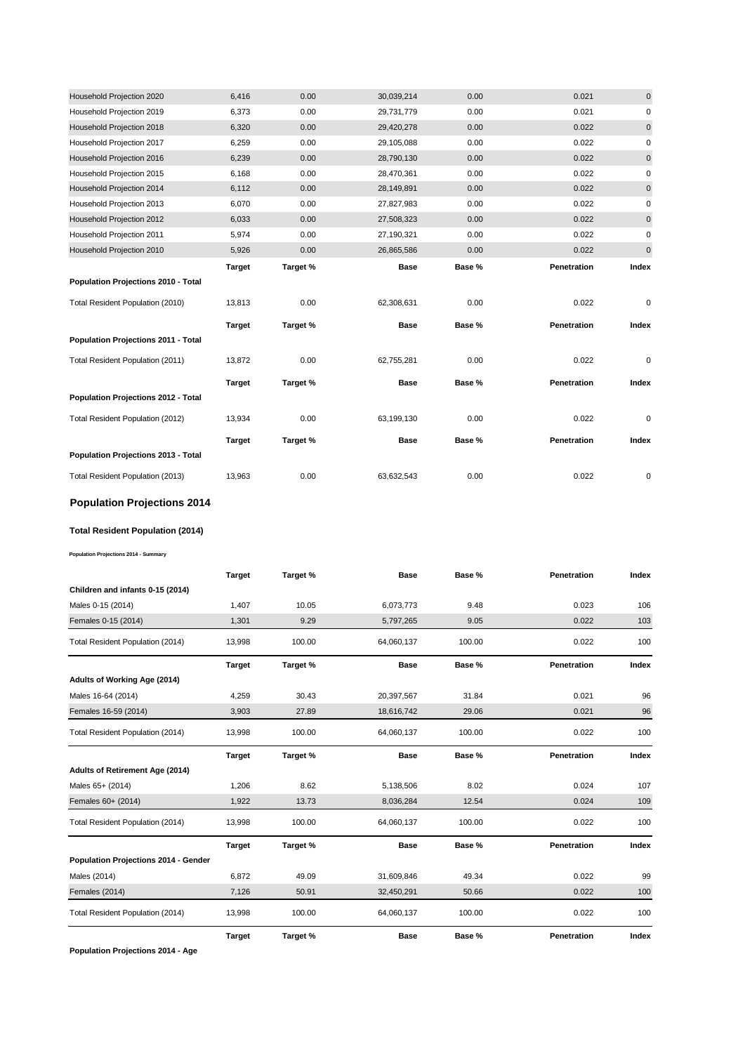| | | | | | | |
|---|---|---|---|---|---|---|
| Household Projection 2020 | 6,416 | 0.00 | 30,039,214 | 0.00 | 0.021 | 0 |
| Household Projection 2019 | 6,373 | 0.00 | 29,731,779 | 0.00 | 0.021 | 0 |
| Household Projection 2018 | 6,320 | 0.00 | 29,420,278 | 0.00 | 0.022 | 0 |
| Household Projection 2017 | 6,259 | 0.00 | 29,105,088 | 0.00 | 0.022 | 0 |
| Household Projection 2016 | 6,239 | 0.00 | 28,790,130 | 0.00 | 0.022 | 0 |
| Household Projection 2015 | 6,168 | 0.00 | 28,470,361 | 0.00 | 0.022 | 0 |
| Household Projection 2014 | 6,112 | 0.00 | 28,149,891 | 0.00 | 0.022 | 0 |
| Household Projection 2013 | 6,070 | 0.00 | 27,827,983 | 0.00 | 0.022 | 0 |
| Household Projection 2012 | 6,033 | 0.00 | 27,508,323 | 0.00 | 0.022 | 0 |
| Household Projection 2011 | 5,974 | 0.00 | 27,190,321 | 0.00 | 0.022 | 0 |
| Household Projection 2010 | 5,926 | 0.00 | 26,865,586 | 0.00 | 0.022 | 0 |

| Population Projections 2010 - Total | Target | Target % | Base | Base % | Penetration | Index |
|---|---|---|---|---|---|---|
| Total Resident Population (2010) | 13,813 | 0.00 | 62,308,631 | 0.00 | 0.022 | 0 |

| Population Projections 2011 - Total | Target | Target % | Base | Base % | Penetration | Index |
|---|---|---|---|---|---|---|
| Total Resident Population (2011) | 13,872 | 0.00 | 62,755,281 | 0.00 | 0.022 | 0 |

| Population Projections 2012 - Total | Target | Target % | Base | Base % | Penetration | Index |
|---|---|---|---|---|---|---|
| Total Resident Population (2012) | 13,934 | 0.00 | 63,199,130 | 0.00 | 0.022 | 0 |

| Population Projections 2013 - Total | Target | Target % | Base | Base % | Penetration | Index |
|---|---|---|---|---|---|---|
| Total Resident Population (2013) | 13,963 | 0.00 | 63,632,543 | 0.00 | 0.022 | 0 |

## Population Projections 2014

### Total Resident Population (2014)

Population Projections 2014 - Summary

| Children and infants 0-15 (2014) | Target | Target % | Base | Base % | Penetration | Index |
|---|---|---|---|---|---|---|
| Males 0-15 (2014) | 1,407 | 10.05 | 6,073,773 | 9.48 | 0.023 | 106 |
| Females 0-15 (2014) | 1,301 | 9.29 | 5,797,265 | 9.05 | 0.022 | 103 |
| Total Resident Population (2014) | 13,998 | 100.00 | 64,060,137 | 100.00 | 0.022 | 100 |

| Adults of Working Age (2014) | Target | Target % | Base | Base % | Penetration | Index |
|---|---|---|---|---|---|---|
| Males 16-64 (2014) | 4,259 | 30.43 | 20,397,567 | 31.84 | 0.021 | 96 |
| Females 16-59 (2014) | 3,903 | 27.89 | 18,616,742 | 29.06 | 0.021 | 96 |
| Total Resident Population (2014) | 13,998 | 100.00 | 64,060,137 | 100.00 | 0.022 | 100 |

| Adults of Retirement Age (2014) | Target | Target % | Base | Base % | Penetration | Index |
|---|---|---|---|---|---|---|
| Males 65+ (2014) | 1,206 | 8.62 | 5,138,506 | 8.02 | 0.024 | 107 |
| Females 60+ (2014) | 1,922 | 13.73 | 8,036,284 | 12.54 | 0.024 | 109 |
| Total Resident Population (2014) | 13,998 | 100.00 | 64,060,137 | 100.00 | 0.022 | 100 |

| Population Projections 2014 - Gender | Target | Target % | Base | Base % | Penetration | Index |
|---|---|---|---|---|---|---|
| Males (2014) | 6,872 | 49.09 | 31,609,846 | 49.34 | 0.022 | 99 |
| Females (2014) | 7,126 | 50.91 | 32,450,291 | 50.66 | 0.022 | 100 |
| Total Resident Population (2014) | 13,998 | 100.00 | 64,060,137 | 100.00 | 0.022 | 100 |

| Population Projections 2014 - Age | Target | Target % | Base | Base % | Penetration | Index |
|---|---|---|---|---|---|---|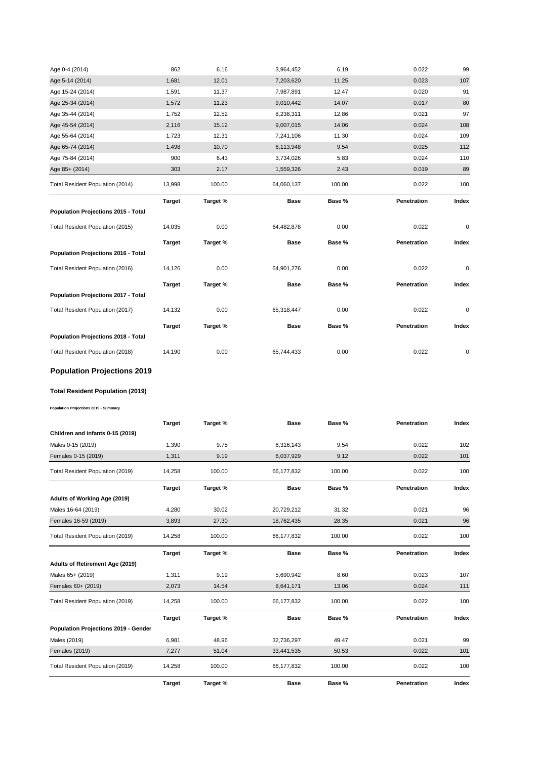| | | | | | | |
|---|---|---|---|---|---|---|
| Age 0-4 (2014) | 862 | 6.16 | 3,964,452 | 6.19 | 0.022 | 99 |
| Age 5-14 (2014) | 1,681 | 12.01 | 7,203,620 | 11.25 | 0.023 | 107 |
| Age 15-24 (2014) | 1,591 | 11.37 | 7,987,891 | 12.47 | 0.020 | 91 |
| Age 25-34 (2014) | 1,572 | 11.23 | 9,010,442 | 14.07 | 0.017 | 80 |
| Age 35-44 (2014) | 1,752 | 12.52 | 8,238,311 | 12.86 | 0.021 | 97 |
| Age 45-54 (2014) | 2,116 | 15.12 | 9,007,015 | 14.06 | 0.024 | 108 |
| Age 55-64 (2014) | 1,723 | 12.31 | 7,241,106 | 11.30 | 0.024 | 109 |
| Age 65-74 (2014) | 1,498 | 10.70 | 6,113,948 | 9.54 | 0.025 | 112 |
| Age 75-84 (2014) | 900 | 6.43 | 3,734,026 | 5.83 | 0.024 | 110 |
| Age 85+ (2014) | 303 | 2.17 | 1,559,326 | 2.43 | 0.019 | 89 |
| Total Resident Population (2014) | 13,998 | 100.00 | 64,060,137 | 100.00 | 0.022 | 100 |

| Population Projections 2015 - Total | Target | Target % | Base | Base % | Penetration | Index |
|---|---|---|---|---|---|---|
| Total Resident Population (2015) | 14,035 | 0.00 | 64,482,878 | 0.00 | 0.022 | 0 |

| Population Projections 2016 - Total | Target | Target % | Base | Base % | Penetration | Index |
|---|---|---|---|---|---|---|
| Total Resident Population (2016) | 14,126 | 0.00 | 64,901,276 | 0.00 | 0.022 | 0 |

| Population Projections 2017 - Total | Target | Target % | Base | Base % | Penetration | Index |
|---|---|---|---|---|---|---|
| Total Resident Population (2017) | 14,132 | 0.00 | 65,318,447 | 0.00 | 0.022 | 0 |

| Population Projections 2018 - Total | Target | Target % | Base | Base % | Penetration | Index |
|---|---|---|---|---|---|---|
| Total Resident Population (2018) | 14,190 | 0.00 | 65,744,433 | 0.00 | 0.022 | 0 |

## Population Projections 2019

### Total Resident Population (2019)

**Population Projections 2019 - Summary**

| Children and infants 0-15 (2019) | Target | Target % | Base | Base % | Penetration | Index |
|---|---|---|---|---|---|---|
| Males 0-15 (2019) | 1,390 | 9.75 | 6,316,143 | 9.54 | 0.022 | 102 |
| Females 0-15 (2019) | 1,311 | 9.19 | 6,037,929 | 9.12 | 0.022 | 101 |
| Total Resident Population (2019) | 14,258 | 100.00 | 66,177,832 | 100.00 | 0.022 | 100 |

| Adults of Working Age (2019) | Target | Target % | Base | Base % | Penetration | Index |
|---|---|---|---|---|---|---|
| Males 16-64 (2019) | 4,280 | 30.02 | 20,729,212 | 31.32 | 0.021 | 96 |
| Females 16-59 (2019) | 3,893 | 27.30 | 18,762,435 | 28.35 | 0.021 | 96 |
| Total Resident Population (2019) | 14,258 | 100.00 | 66,177,832 | 100.00 | 0.022 | 100 |

| Adults of Retirement Age (2019) | Target | Target % | Base | Base % | Penetration | Index |
|---|---|---|---|---|---|---|
| Males 65+ (2019) | 1,311 | 9.19 | 5,690,942 | 8.60 | 0.023 | 107 |
| Females 60+ (2019) | 2,073 | 14.54 | 8,641,171 | 13.06 | 0.024 | 111 |
| Total Resident Population (2019) | 14,258 | 100.00 | 66,177,832 | 100.00 | 0.022 | 100 |

| Population Projections 2019 - Gender | Target | Target % | Base | Base % | Penetration | Index |
|---|---|---|---|---|---|---|
| Males (2019) | 6,981 | 48.96 | 32,736,297 | 49.47 | 0.021 | 99 |
| Females (2019) | 7,277 | 51.04 | 33,441,535 | 50.53 | 0.022 | 101 |
| Total Resident Population (2019) | 14,258 | 100.00 | 66,177,832 | 100.00 | 0.022 | 100 |

| | Target | Target % | Base | Base % | Penetration | Index |
|---|---|---|---|---|---|---|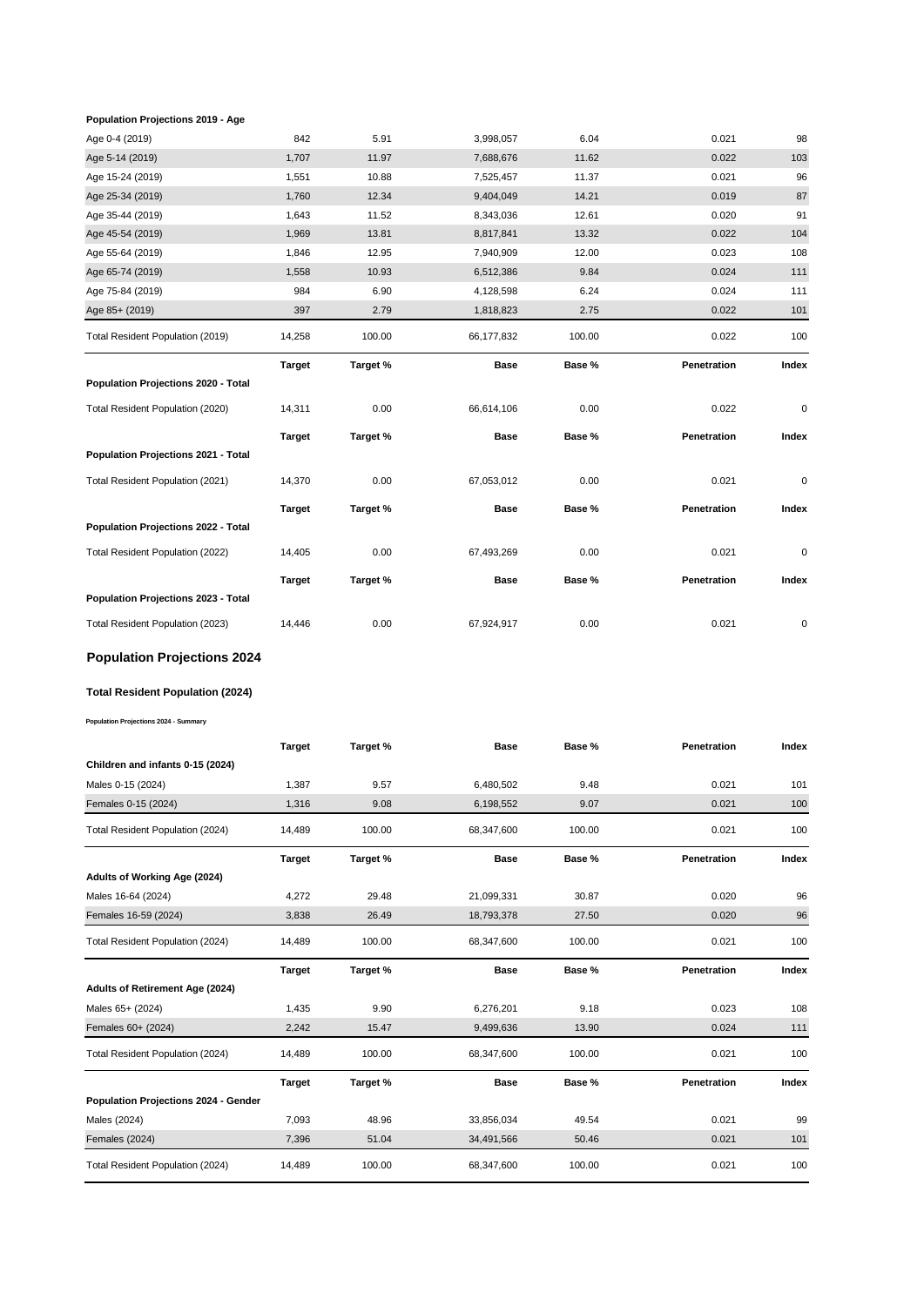**Population Projections 2019 - Age**

| | | | | | | |
|---|---|---|---|---|---|---|
| Age 0-4 (2019) | 842 | 5.91 | 3,998,057 | 6.04 | 0.021 | 98 |
| Age 5-14 (2019) | 1,707 | 11.97 | 7,688,676 | 11.62 | 0.022 | 103 |
| Age 15-24 (2019) | 1,551 | 10.88 | 7,525,457 | 11.37 | 0.021 | 96 |
| Age 25-34 (2019) | 1,760 | 12.34 | 9,404,049 | 14.21 | 0.019 | 87 |
| Age 35-44 (2019) | 1,643 | 11.52 | 8,343,036 | 12.61 | 0.020 | 91 |
| Age 45-54 (2019) | 1,969 | 13.81 | 8,817,841 | 13.32 | 0.022 | 104 |
| Age 55-64 (2019) | 1,846 | 12.95 | 7,940,909 | 12.00 | 0.023 | 108 |
| Age 65-74 (2019) | 1,558 | 10.93 | 6,512,386 | 9.84 | 0.024 | 111 |
| Age 75-84 (2019) | 984 | 6.90 | 4,128,598 | 6.24 | 0.024 | 111 |
| Age 85+ (2019) | 397 | 2.79 | 1,818,823 | 2.75 | 0.022 | 101 |
| Total Resident Population (2019) | 14,258 | 100.00 | 66,177,832 | 100.00 | 0.022 | 100 |

| | Target | Target % | Base | Base % | Penetration | Index |
|---|---|---|---|---|---|---|
| **Population Projections 2020 - Total** | | | | | | |
| Total Resident Population (2020) | 14,311 | 0.00 | 66,614,106 | 0.00 | 0.022 | 0 |

| | Target | Target % | Base | Base % | Penetration | Index |
|---|---|---|---|---|---|---|
| **Population Projections 2021 - Total** | | | | | | |
| Total Resident Population (2021) | 14,370 | 0.00 | 67,053,012 | 0.00 | 0.021 | 0 |

| | Target | Target % | Base | Base % | Penetration | Index |
|---|---|---|---|---|---|---|
| **Population Projections 2022 - Total** | | | | | | |
| Total Resident Population (2022) | 14,405 | 0.00 | 67,493,269 | 0.00 | 0.021 | 0 |

| | Target | Target % | Base | Base % | Penetration | Index |
|---|---|---|---|---|---|---|
| **Population Projections 2023 - Total** | | | | | | |
| Total Resident Population (2023) | 14,446 | 0.00 | 67,924,917 | 0.00 | 0.021 | 0 |

## Population Projections 2024

### Total Resident Population (2024)

**Population Projections 2024 - Summary**

| | Target | Target % | Base | Base % | Penetration | Index |
|---|---|---|---|---|---|---|
| **Children and infants 0-15 (2024)** | | | | | | |
| Males 0-15 (2024) | 1,387 | 9.57 | 6,480,502 | 9.48 | 0.021 | 101 |
| Females 0-15 (2024) | 1,316 | 9.08 | 6,198,552 | 9.07 | 0.021 | 100 |
| Total Resident Population (2024) | 14,489 | 100.00 | 68,347,600 | 100.00 | 0.021 | 100 |

| | Target | Target % | Base | Base % | Penetration | Index |
|---|---|---|---|---|---|---|
| **Adults of Working Age (2024)** | | | | | | |
| Males 16-64 (2024) | 4,272 | 29.48 | 21,099,331 | 30.87 | 0.020 | 96 |
| Females 16-59 (2024) | 3,838 | 26.49 | 18,793,378 | 27.50 | 0.020 | 96 |
| Total Resident Population (2024) | 14,489 | 100.00 | 68,347,600 | 100.00 | 0.021 | 100 |

| | Target | Target % | Base | Base % | Penetration | Index |
|---|---|---|---|---|---|---|
| **Adults of Retirement Age (2024)** | | | | | | |
| Males 65+ (2024) | 1,435 | 9.90 | 6,276,201 | 9.18 | 0.023 | 108 |
| Females 60+ (2024) | 2,242 | 15.47 | 9,499,636 | 13.90 | 0.024 | 111 |
| Total Resident Population (2024) | 14,489 | 100.00 | 68,347,600 | 100.00 | 0.021 | 100 |

| | Target | Target % | Base | Base % | Penetration | Index |
|---|---|---|---|---|---|---|
| **Population Projections 2024 - Gender** | | | | | | |
| Males (2024) | 7,093 | 48.96 | 33,856,034 | 49.54 | 0.021 | 99 |
| Females (2024) | 7,396 | 51.04 | 34,491,566 | 50.46 | 0.021 | 101 |
| Total Resident Population (2024) | 14,489 | 100.00 | 68,347,600 | 100.00 | 0.021 | 100 |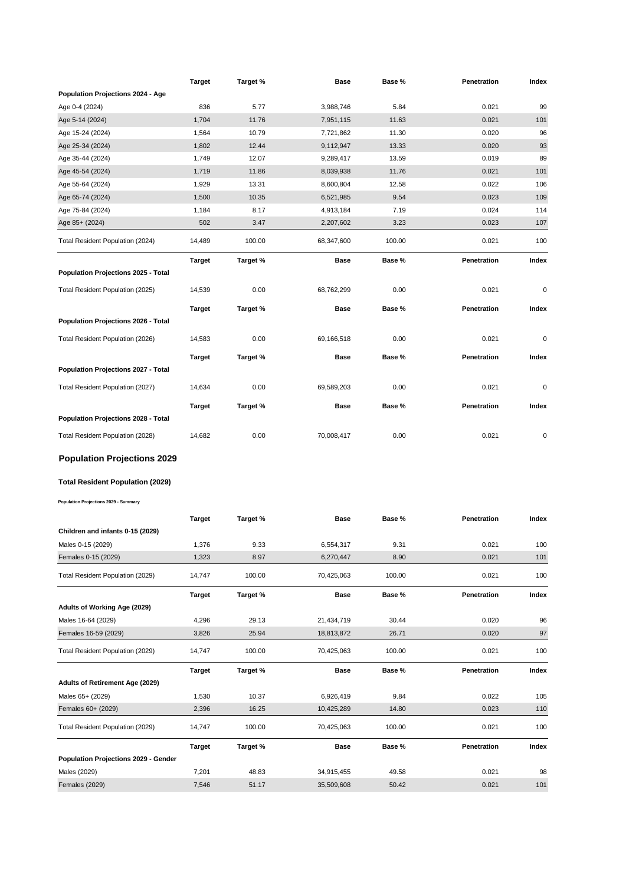| | Target | Target % | Base | Base % | Penetration | Index |
|---|---|---|---|---|---|---|
| **Population Projections 2024 - Age** | | | | | | |
| Age 0-4 (2024) | 836 | 5.77 | 3,988,746 | 5.84 | 0.021 | 99 |
| Age 5-14 (2024) | 1,704 | 11.76 | 7,951,115 | 11.63 | 0.021 | 101 |
| Age 15-24 (2024) | 1,564 | 10.79 | 7,721,862 | 11.30 | 0.020 | 96 |
| Age 25-34 (2024) | 1,802 | 12.44 | 9,112,947 | 13.33 | 0.020 | 93 |
| Age 35-44 (2024) | 1,749 | 12.07 | 9,289,417 | 13.59 | 0.019 | 89 |
| Age 45-54 (2024) | 1,719 | 11.86 | 8,039,938 | 11.76 | 0.021 | 101 |
| Age 55-64 (2024) | 1,929 | 13.31 | 8,600,804 | 12.58 | 0.022 | 106 |
| Age 65-74 (2024) | 1,500 | 10.35 | 6,521,985 | 9.54 | 0.023 | 109 |
| Age 75-84 (2024) | 1,184 | 8.17 | 4,913,184 | 7.19 | 0.024 | 114 |
| Age 85+ (2024) | 502 | 3.47 | 2,207,602 | 3.23 | 0.023 | 107 |
| Total Resident Population (2024) | 14,489 | 100.00 | 68,347,600 | 100.00 | 0.021 | 100 |

| | Target | Target % | Base | Base % | Penetration | Index |
|---|---|---|---|---|---|---|
| **Population Projections 2025 - Total** | | | | | | |
| Total Resident Population (2025) | 14,539 | 0.00 | 68,762,299 | 0.00 | 0.021 | 0 |

| | Target | Target % | Base | Base % | Penetration | Index |
|---|---|---|---|---|---|---|
| **Population Projections 2026 - Total** | | | | | | |
| Total Resident Population (2026) | 14,583 | 0.00 | 69,166,518 | 0.00 | 0.021 | 0 |

| | Target | Target % | Base | Base % | Penetration | Index |
|---|---|---|---|---|---|---|
| **Population Projections 2027 - Total** | | | | | | |
| Total Resident Population (2027) | 14,634 | 0.00 | 69,589,203 | 0.00 | 0.021 | 0 |

| | Target | Target % | Base | Base % | Penetration | Index |
|---|---|---|---|---|---|---|
| **Population Projections 2028 - Total** | | | | | | |
| Total Resident Population (2028) | 14,682 | 0.00 | 70,008,417 | 0.00 | 0.021 | 0 |

## Population Projections 2029

### Total Resident Population (2029)

###### Population Projections 2029 - Summary

| | Target | Target % | Base | Base % | Penetration | Index |
|---|---|---|---|---|---|---|
| **Children and infants 0-15 (2029)** | | | | | | |
| Males 0-15 (2029) | 1,376 | 9.33 | 6,554,317 | 9.31 | 0.021 | 100 |
| Females 0-15 (2029) | 1,323 | 8.97 | 6,270,447 | 8.90 | 0.021 | 101 |
| Total Resident Population (2029) | 14,747 | 100.00 | 70,425,063 | 100.00 | 0.021 | 100 |

| | Target | Target % | Base | Base % | Penetration | Index |
|---|---|---|---|---|---|---|
| **Adults of Working Age (2029)** | | | | | | |
| Males 16-64 (2029) | 4,296 | 29.13 | 21,434,719 | 30.44 | 0.020 | 96 |
| Females 16-59 (2029) | 3,826 | 25.94 | 18,813,872 | 26.71 | 0.020 | 97 |
| Total Resident Population (2029) | 14,747 | 100.00 | 70,425,063 | 100.00 | 0.021 | 100 |

| | Target | Target % | Base | Base % | Penetration | Index |
|---|---|---|---|---|---|---|
| **Adults of Retirement Age (2029)** | | | | | | |
| Males 65+ (2029) | 1,530 | 10.37 | 6,926,419 | 9.84 | 0.022 | 105 |
| Females 60+ (2029) | 2,396 | 16.25 | 10,425,289 | 14.80 | 0.023 | 110 |
| Total Resident Population (2029) | 14,747 | 100.00 | 70,425,063 | 100.00 | 0.021 | 100 |

| | Target | Target % | Base | Base % | Penetration | Index |
|---|---|---|---|---|---|---|
| **Population Projections 2029 - Gender** | | | | | | |
| Males (2029) | 7,201 | 48.83 | 34,915,455 | 49.58 | 0.021 | 98 |
| Females (2029) | 7,546 | 51.17 | 35,509,608 | 50.42 | 0.021 | 101 |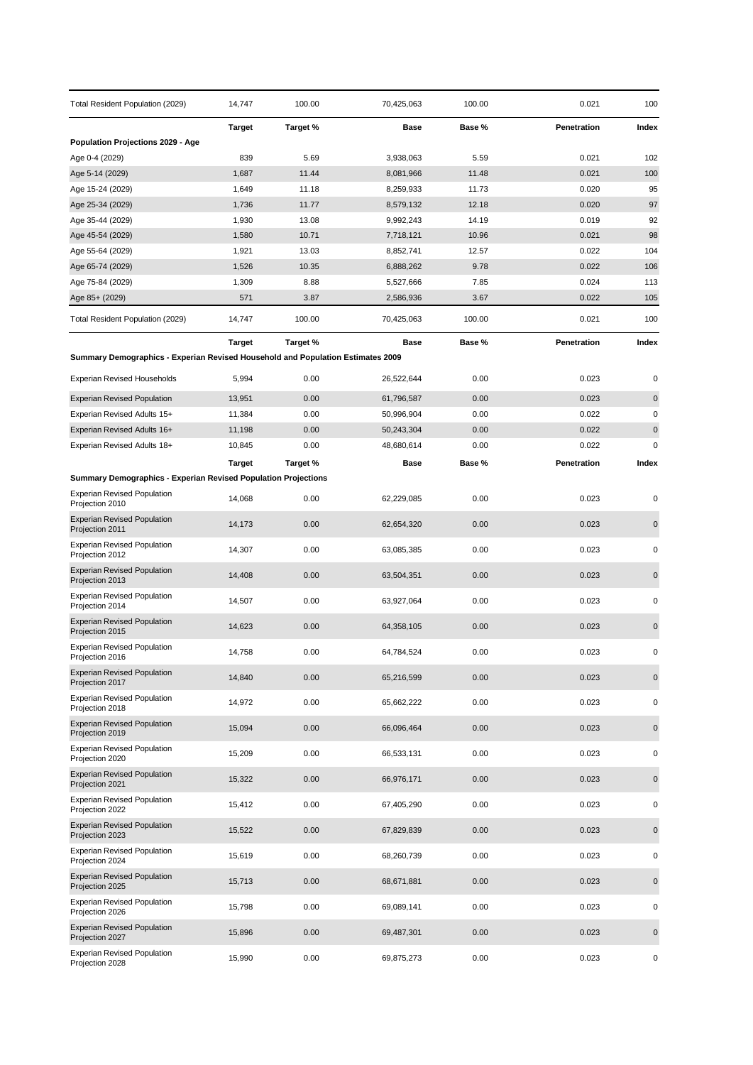| Total Resident Population (2029) | 14,747 | 100.00 | 70,425,063 | 100.00 | 0.021 | 100 |
|---|---|---|---|---|---|---|

| | Target | Target % | Base | Base % | Penetration | Index |
|---|---|---|---|---|---|---|
| **Population Projections 2029 - Age** | | | | | | |
| Age 0-4 (2029) | 839 | 5.69 | 3,938,063 | 5.59 | 0.021 | 102 |
| Age 5-14 (2029) | 1,687 | 11.44 | 8,081,966 | 11.48 | 0.021 | 100 |
| Age 15-24 (2029) | 1,649 | 11.18 | 8,259,933 | 11.73 | 0.020 | 95 |
| Age 25-34 (2029) | 1,736 | 11.77 | 8,579,132 | 12.18 | 0.020 | 97 |
| Age 35-44 (2029) | 1,930 | 13.08 | 9,992,243 | 14.19 | 0.019 | 92 |
| Age 45-54 (2029) | 1,580 | 10.71 | 7,718,121 | 10.96 | 0.021 | 98 |
| Age 55-64 (2029) | 1,921 | 13.03 | 8,852,741 | 12.57 | 0.022 | 104 |
| Age 65-74 (2029) | 1,526 | 10.35 | 6,888,262 | 9.78 | 0.022 | 106 |
| Age 75-84 (2029) | 1,309 | 8.88 | 5,527,666 | 7.85 | 0.024 | 113 |
| Age 85+ (2029) | 571 | 3.87 | 2,586,936 | 3.67 | 0.022 | 105 |
| Total Resident Population (2029) | 14,747 | 100.00 | 70,425,063 | 100.00 | 0.021 | 100 |

| | Target | Target % | Base | Base % | Penetration | Index |
|---|---|---|---|---|---|---|
| **Summary Demographics - Experian Revised Household and Population Estimates 2009** | | | | | | |
| Experian Revised Households | 5,994 | 0.00 | 26,522,644 | 0.00 | 0.023 | 0 |
| Experian Revised Population | 13,951 | 0.00 | 61,796,587 | 0.00 | 0.023 | 0 |
| Experian Revised Adults 15+ | 11,384 | 0.00 | 50,996,904 | 0.00 | 0.022 | 0 |
| Experian Revised Adults 16+ | 11,198 | 0.00 | 50,243,304 | 0.00 | 0.022 | 0 |
| Experian Revised Adults 18+ | 10,845 | 0.00 | 48,680,614 | 0.00 | 0.022 | 0 |

| | Target | Target % | Base | Base % | Penetration | Index |
|---|---|---|---|---|---|---|
| **Summary Demographics - Experian Revised Population Projections** | | | | | | |
| Experian Revised Population Projection 2010 | 14,068 | 0.00 | 62,229,085 | 0.00 | 0.023 | 0 |
| Experian Revised Population Projection 2011 | 14,173 | 0.00 | 62,654,320 | 0.00 | 0.023 | 0 |
| Experian Revised Population Projection 2012 | 14,307 | 0.00 | 63,085,385 | 0.00 | 0.023 | 0 |
| Experian Revised Population Projection 2013 | 14,408 | 0.00 | 63,504,351 | 0.00 | 0.023 | 0 |
| Experian Revised Population Projection 2014 | 14,507 | 0.00 | 63,927,064 | 0.00 | 0.023 | 0 |
| Experian Revised Population Projection 2015 | 14,623 | 0.00 | 64,358,105 | 0.00 | 0.023 | 0 |
| Experian Revised Population Projection 2016 | 14,758 | 0.00 | 64,784,524 | 0.00 | 0.023 | 0 |
| Experian Revised Population Projection 2017 | 14,840 | 0.00 | 65,216,599 | 0.00 | 0.023 | 0 |
| Experian Revised Population Projection 2018 | 14,972 | 0.00 | 65,662,222 | 0.00 | 0.023 | 0 |
| Experian Revised Population Projection 2019 | 15,094 | 0.00 | 66,096,464 | 0.00 | 0.023 | 0 |
| Experian Revised Population Projection 2020 | 15,209 | 0.00 | 66,533,131 | 0.00 | 0.023 | 0 |
| Experian Revised Population Projection 2021 | 15,322 | 0.00 | 66,976,171 | 0.00 | 0.023 | 0 |
| Experian Revised Population Projection 2022 | 15,412 | 0.00 | 67,405,290 | 0.00 | 0.023 | 0 |
| Experian Revised Population Projection 2023 | 15,522 | 0.00 | 67,829,839 | 0.00 | 0.023 | 0 |
| Experian Revised Population Projection 2024 | 15,619 | 0.00 | 68,260,739 | 0.00 | 0.023 | 0 |
| Experian Revised Population Projection 2025 | 15,713 | 0.00 | 68,671,881 | 0.00 | 0.023 | 0 |
| Experian Revised Population Projection 2026 | 15,798 | 0.00 | 69,089,141 | 0.00 | 0.023 | 0 |
| Experian Revised Population Projection 2027 | 15,896 | 0.00 | 69,487,301 | 0.00 | 0.023 | 0 |
| Experian Revised Population Projection 2028 | 15,990 | 0.00 | 69,875,273 | 0.00 | 0.023 | 0 |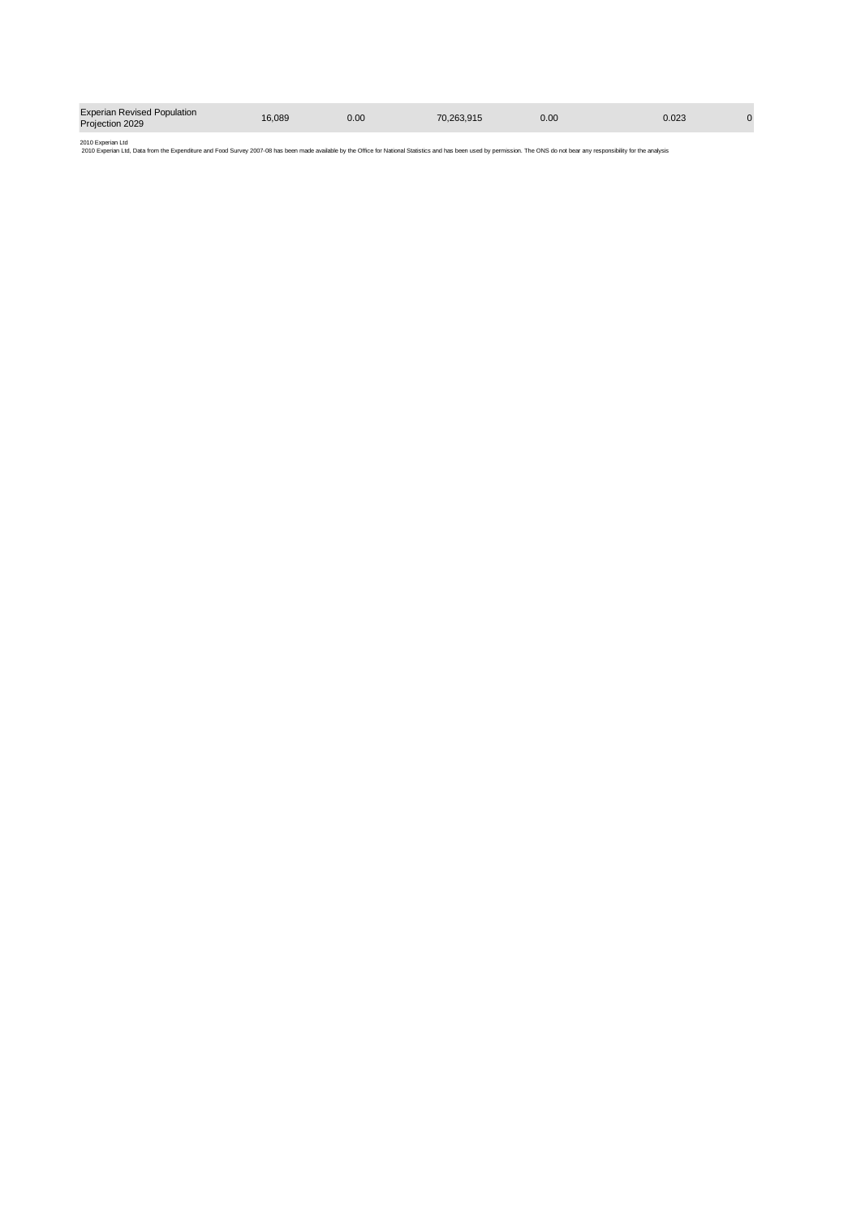| | | | | | | |
|---|---|---|---|---|---|---|
| Experian Revised Population Projection 2029 | 16,089 | 0.00 | 70,263,915 | 0.00 | 0.023 | 0 |

2010 Experian Ltd

2010 Experian Ltd, Data from the Expenditure and Food Survey 2007-08 has been made available by the Office for National Statistics and has been used by permission. The ONS do not bear any responsibility for the analysis